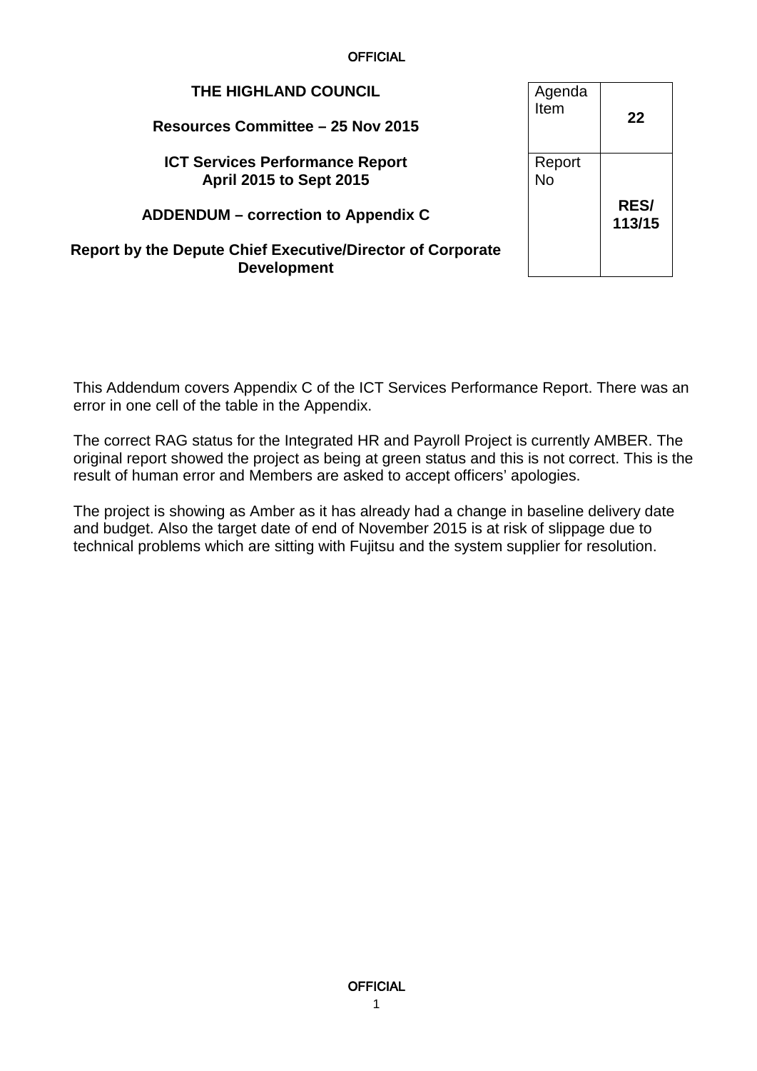**THE HIGHLAND COUNCIL**

**Resources Committee – 25 Nov 2015**

**ICT Services Performance Report**
**April 2015 to Sept 2015**

**ADDENDUM – correction to Appendix C**

**Report by the Depute Chief Executive/Director of Corporate Development**

| Agenda Item | **22** |
|---|---|
| Report No | **RES/ 113/15** |

This Addendum covers Appendix C of the ICT Services Performance Report. There was an error in one cell of the table in the Appendix.

The correct RAG status for the Integrated HR and Payroll Project is currently AMBER. The original report showed the project as being at green status and this is not correct. This is the result of human error and Members are asked to accept officers' apologies.

The project is showing as Amber as it has already had a change in baseline delivery date and budget. Also the target date of end of November 2015 is at risk of slippage due to technical problems which are sitting with Fujitsu and the system supplier for resolution.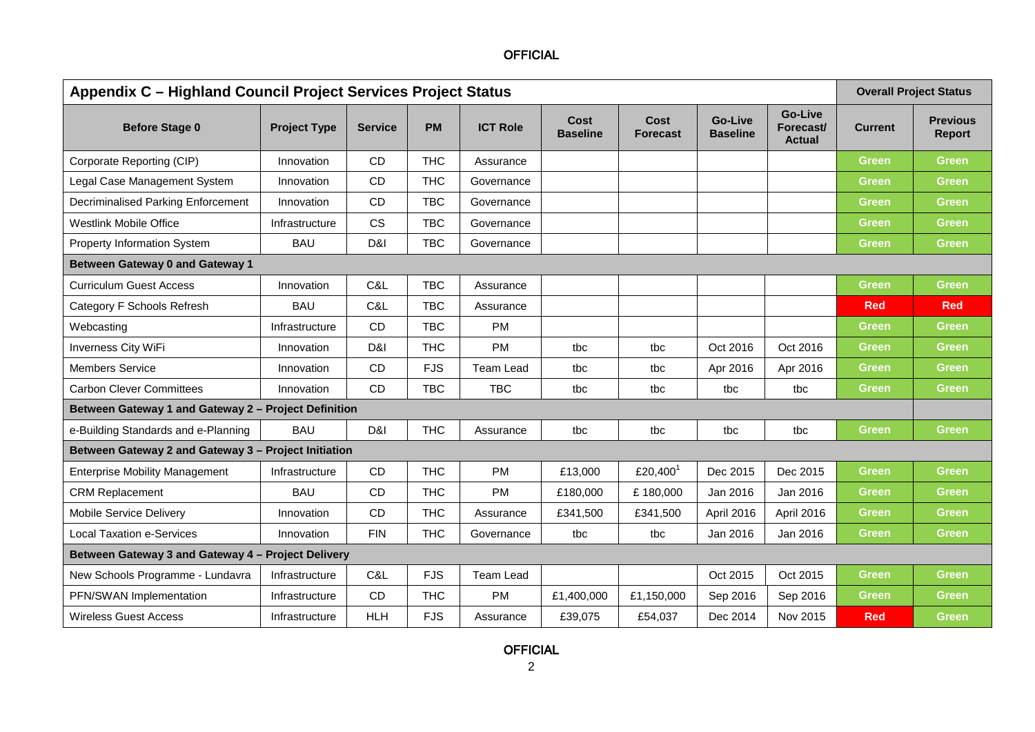| Appendix C – Highland Council Project Services Project Status | | | | | | | | | Overall Project Status | |
|---|---|---|---|---|---|---|---|---|---|---|
| **Before Stage 0** | **Project Type** | **Service** | **PM** | **ICT Role** | **Cost Baseline** | **Cost Forecast** | **Go-Live Baseline** | **Go-Live Forecast/ Actual** | **Current** | **Previous Report** |
| Corporate Reporting (CIP) | Innovation | CD | THC | Assurance | | | | | Green | Green |
| Legal Case Management System | Innovation | CD | THC | Governance | | | | | Green | Green |
| Decriminalised Parking Enforcement | Innovation | CD | TBC | Governance | | | | | Green | Green |
| Westlink Mobile Office | Infrastructure | CS | TBC | Governance | | | | | Green | Green |
| Property Information System | BAU | D&I | TBC | Governance | | | | | Green | Green |
| **Between Gateway 0 and Gateway 1** | | | | | | | | | | |
| Curriculum Guest Access | Innovation | C&L | TBC | Assurance | | | | | Green | Green |
| Category F Schools Refresh | BAU | C&L | TBC | Assurance | | | | | Red | Red |
| Webcasting | Infrastructure | CD | TBC | PM | | | | | Green | Green |
| Inverness City WiFi | Innovation | D&I | THC | PM | tbc | tbc | Oct 2016 | Oct 2016 | Green | Green |
| Members Service | Innovation | CD | FJS | Team Lead | tbc | tbc | Apr 2016 | Apr 2016 | Green | Green |
| Carbon Clever Committees | Innovation | CD | TBC | TBC | tbc | tbc | tbc | tbc | Green | Green |
| **Between Gateway 1 and Gateway 2 – Project Definition** | | | | | | | | | | |
| e-Building Standards and e-Planning | BAU | D&I | THC | Assurance | tbc | tbc | tbc | tbc | Green | Green |
| **Between Gateway 2 and Gateway 3 – Project Initiation** | | | | | | | | | | |
| Enterprise Mobility Management | Infrastructure | CD | THC | PM | £13,000 | £20,400[1] | Dec 2015 | Dec 2015 | Green | Green |
| CRM Replacement | BAU | CD | THC | PM | £180,000 | £ 180,000 | Jan 2016 | Jan 2016 | Green | Green |
| Mobile Service Delivery | Innovation | CD | THC | Assurance | £341,500 | £341,500 | April 2016 | April 2016 | Green | Green |
| Local Taxation e-Services | Innovation | FIN | THC | Governance | tbc | tbc | Jan 2016 | Jan 2016 | Green | Green |
| **Between Gateway 3 and Gateway 4 – Project Delivery** | | | | | | | | | | |
| New Schools Programme - Lundavra | Infrastructure | C&L | FJS | Team Lead | | | Oct 2015 | Oct 2015 | Green | Green |
| PFN/SWAN Implementation | Infrastructure | CD | THC | PM | £1,400,000 | £1,150,000 | Sep 2016 | Sep 2016 | Green | Green |
| Wireless Guest Access | Infrastructure | HLH | FJS | Assurance | £39,075 | £54,037 | Dec 2014 | Nov 2015 | Red | Green |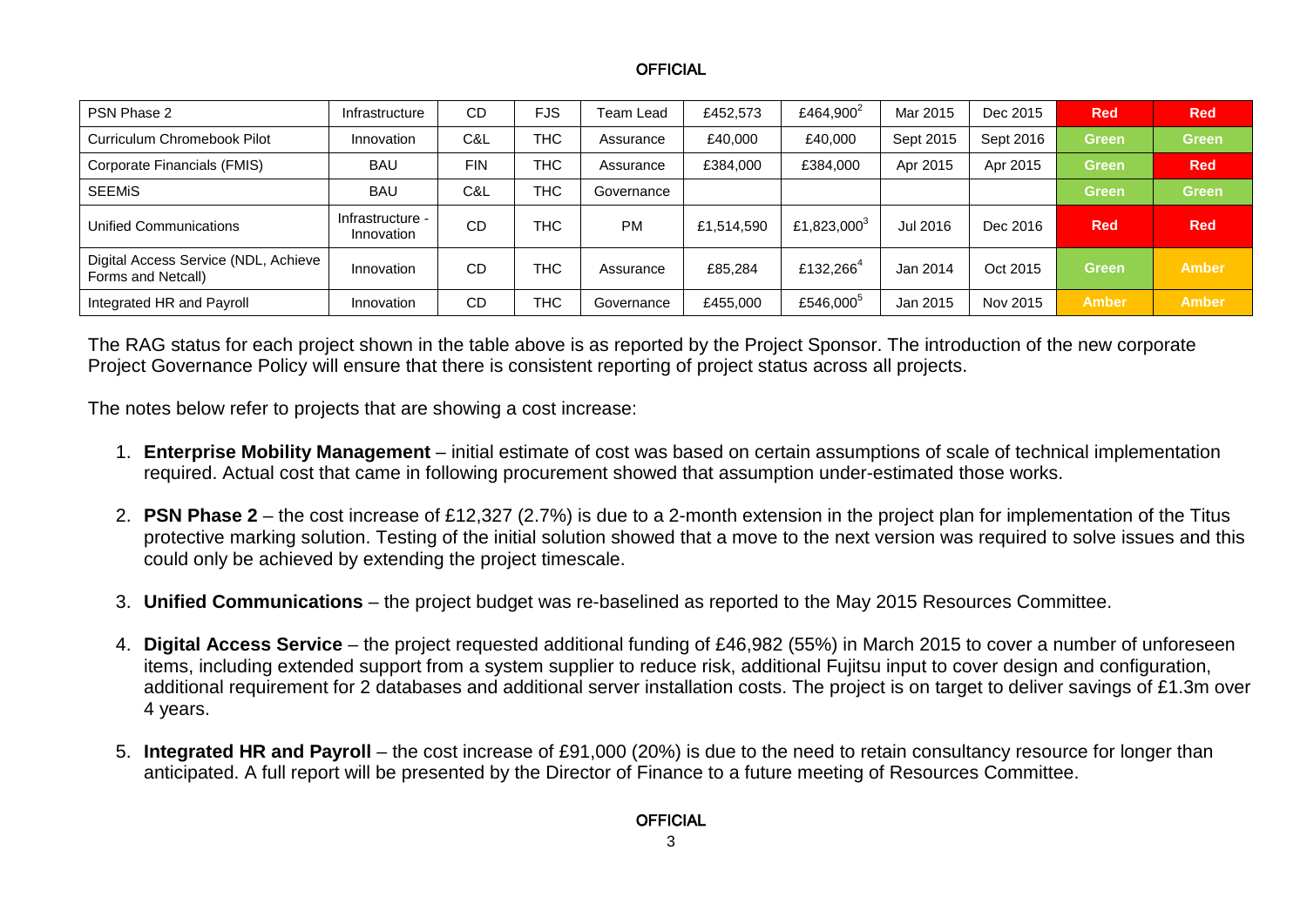OFFICIAL

| | | | | | | | | | | |
|---|---|---|---|---|---|---|---|---|---|---|
| PSN Phase 2 | Infrastructure | CD | FJS | Team Lead | £452,573 | £464,900[2] | Mar 2015 | Dec 2015 | Red | Red |
| Curriculum Chromebook Pilot | Innovation | C&L | THC | Assurance | £40,000 | £40,000 | Sept 2015 | Sept 2016 | Green | Green |
| Corporate Financials (FMIS) | BAU | FIN | THC | Assurance | £384,000 | £384,000 | Apr 2015 | Apr 2015 | Green | Red |
| SEEMiS | BAU | C&L | THC | Governance | | | | | Green | Green |
| Unified Communications | Infrastructure - Innovation | CD | THC | PM | £1,514,590 | £1,823,000[3] | Jul 2016 | Dec 2016 | Red | Red |
| Digital Access Service (NDL, Achieve Forms and Netcall) | Innovation | CD | THC | Assurance | £85,284 | £132,266[4] | Jan 2014 | Oct 2015 | Green | Amber |
| Integrated HR and Payroll | Innovation | CD | THC | Governance | £455,000 | £546,000[5] | Jan 2015 | Nov 2015 | Amber | Amber |

The RAG status for each project shown in the table above is as reported by the Project Sponsor. The introduction of the new corporate Project Governance Policy will ensure that there is consistent reporting of project status across all projects.

The notes below refer to projects that are showing a cost increase:

1. **Enterprise Mobility Management** – initial estimate of cost was based on certain assumptions of scale of technical implementation required. Actual cost that came in following procurement showed that assumption under-estimated those works.

2. **PSN Phase 2** – the cost increase of £12,327 (2.7%) is due to a 2-month extension in the project plan for implementation of the Titus protective marking solution. Testing of the initial solution showed that a move to the next version was required to solve issues and this could only be achieved by extending the project timescale.

3. **Unified Communications** – the project budget was re-baselined as reported to the May 2015 Resources Committee.

4. **Digital Access Service** – the project requested additional funding of £46,982 (55%) in March 2015 to cover a number of unforeseen items, including extended support from a system supplier to reduce risk, additional Fujitsu input to cover design and configuration, additional requirement for 2 databases and additional server installation costs. The project is on target to deliver savings of £1.3m over 4 years.

5. **Integrated HR and Payroll** – the cost increase of £91,000 (20%) is due to the need to retain consultancy resource for longer than anticipated. A full report will be presented by the Director of Finance to a future meeting of Resources Committee.

OFFICIAL